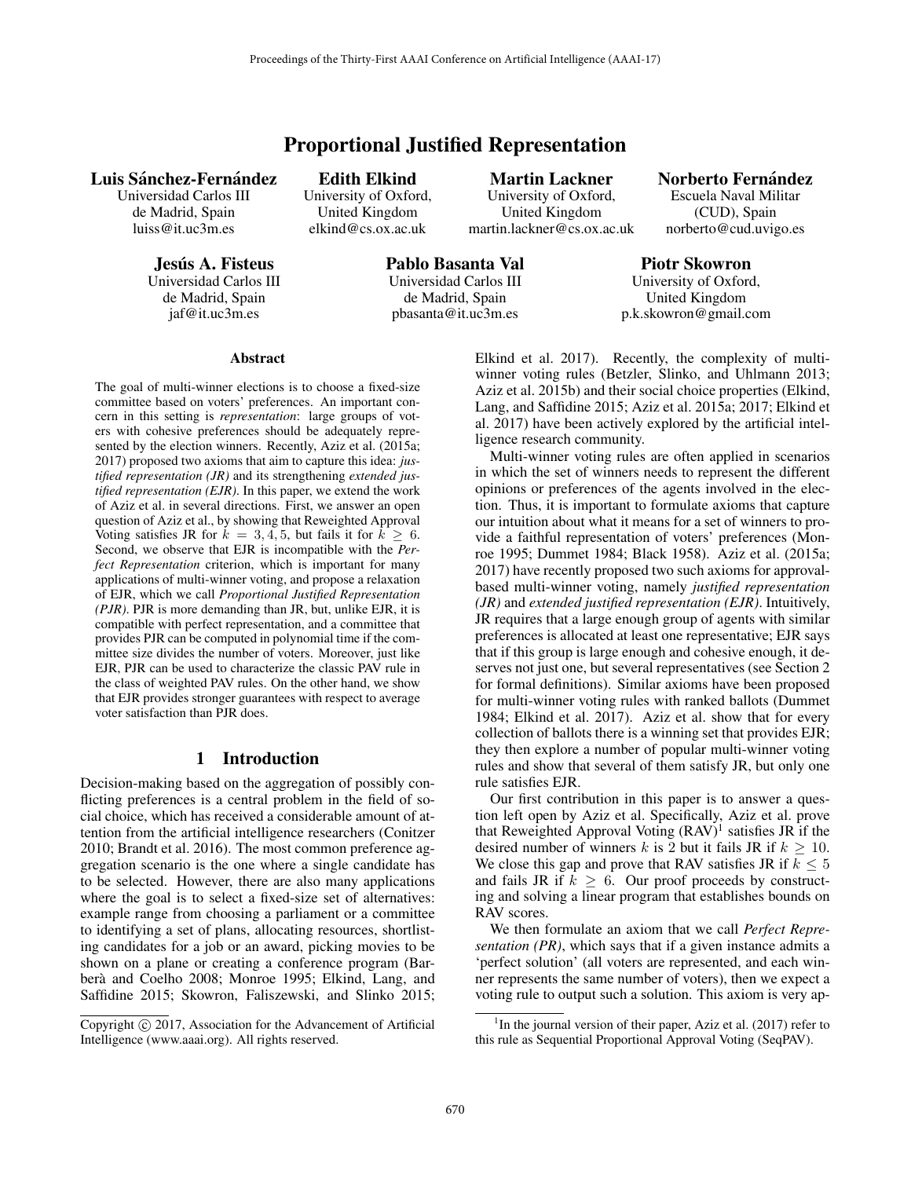# Proportional Justified Representation

**Luis Sánchez-Fernández**
Universidad Carlos III de Madrid, Spain
luiss@it.uc3m.es

**Edith Elkind**
University of Oxford, United Kingdom
elkind@cs.ox.ac.uk

**Martin Lackner**
University of Oxford, United Kingdom
martin.lackner@cs.ox.ac.uk

**Norberto Fernández**
Escuela Naval Militar (CUD), Spain
norberto@cud.uvigo.es

**Jesús A. Fisteus**
Universidad Carlos III de Madrid, Spain
jaf@it.uc3m.es

**Pablo Basanta Val**
Universidad Carlos III de Madrid, Spain
pbasanta@it.uc3m.es

**Piotr Skowron**
University of Oxford, United Kingdom
p.k.skowron@gmail.com

## Abstract

The goal of multi-winner elections is to choose a fixed-size committee based on voters' preferences. An important concern in this setting is *representation*: large groups of voters with cohesive preferences should be adequately represented by the election winners. Recently, Aziz et al. (2015a; 2017) proposed two axioms that aim to capture this idea: *justified representation (JR)* and its strengthening *extended justified representation (EJR)*. In this paper, we extend the work of Aziz et al. in several directions. First, we answer an open question of Aziz et al., by showing that Reweighted Approval Voting satisfies JR for $k = 3, 4, 5$, but fails it for $k \geq 6$. Second, we observe that EJR is incompatible with the *Perfect Representation* criterion, which is important for many applications of multi-winner voting, and propose a relaxation of EJR, which we call *Proportional Justified Representation (PJR)*. PJR is more demanding than JR, but, unlike EJR, it is compatible with perfect representation, and a committee that provides PJR can be computed in polynomial time if the committee size divides the number of voters. Moreover, just like EJR, PJR can be used to characterize the classic PAV rule in the class of weighted PAV rules. On the other hand, we show that EJR provides stronger guarantees with respect to average voter satisfaction than PJR does.

## 1 Introduction

Decision-making based on the aggregation of possibly conflicting preferences is a central problem in the field of social choice, which has received a considerable amount of attention from the artificial intelligence researchers (Conitzer 2010; Brandt et al. 2016). The most common preference aggregation scenario is the one where a single candidate has to be selected. However, there are also many applications where the goal is to select a fixed-size set of alternatives: example range from choosing a parliament or a committee to identifying a set of plans, allocating resources, shortlisting candidates for a job or an award, picking movies to be shown on a plane or creating a conference program (Barberà and Coelho 2008; Monroe 1995; Elkind, Lang, and Saffidine 2015; Skowron, Faliszewski, and Slinko 2015; Elkind et al. 2017). Recently, the complexity of multi-winner voting rules (Betzler, Slinko, and Uhlmann 2013; Aziz et al. 2015b) and their social choice properties (Elkind, Lang, and Saffidine 2015; Aziz et al. 2015a; 2017; Elkind et al. 2017) have been actively explored by the artificial intelligence research community.

Multi-winner voting rules are often applied in scenarios in which the set of winners needs to represent the different opinions or preferences of the agents involved in the election. Thus, it is important to formulate axioms that capture our intuition about what it means for a set of winners to provide a faithful representation of voters' preferences (Monroe 1995; Dummet 1984; Black 1958). Aziz et al. (2015a; 2017) have recently proposed two such axioms for approval-based multi-winner voting, namely *justified representation (JR)* and *extended justified representation (EJR)*. Intuitively, JR requires that a large enough group of agents with similar preferences is allocated at least one representative; EJR says that if this group is large enough and cohesive enough, it deserves not just one, but several representatives (see Section 2 for formal definitions). Similar axioms have been proposed for multi-winner voting rules with ranked ballots (Dummet 1984; Elkind et al. 2017). Aziz et al. show that for every collection of ballots there is a winning set that provides EJR; they then explore a number of popular multi-winner voting rules and show that several of them satisfy JR, but only one rule satisfies EJR.

Our first contribution in this paper is to answer a question left open by Aziz et al. Specifically, Aziz et al. prove that Reweighted Approval Voting (RAV)[1] satisfies JR if the desired number of winners $k$ is 2 but it fails JR if $k \geq 10$. We close this gap and prove that RAV satisfies JR if $k \leq 5$ and fails JR if $k \geq 6$. Our proof proceeds by constructing and solving a linear program that establishes bounds on RAV scores.

We then formulate an axiom that we call *Perfect Representation (PR)*, which says that if a given instance admits a 'perfect solution' (all voters are represented, and each winner represents the same number of voters), then we expect a voting rule to output such a solution. This axiom is very ap-

[1] In the journal version of their paper, Aziz et al. (2017) refer to this rule as Sequential Proportional Approval Voting (SeqPAV).

Copyright © 2017, Association for the Advancement of Artificial Intelligence (www.aaai.org). All rights reserved.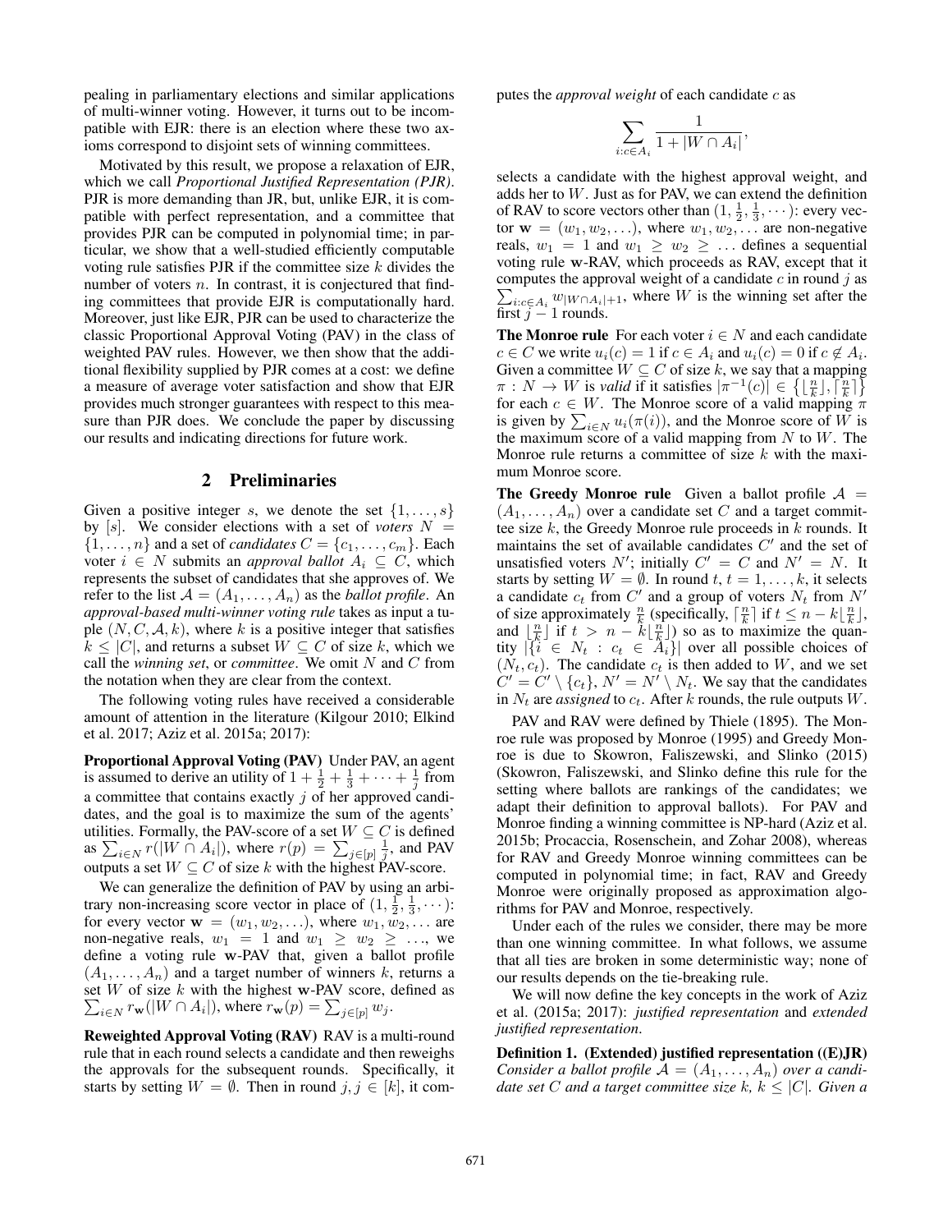pealing in parliamentary elections and similar applications of multi-winner voting. However, it turns out to be incompatible with EJR: there is an election where these two axioms correspond to disjoint sets of winning committees.

Motivated by this result, we propose a relaxation of EJR, which we call *Proportional Justified Representation (PJR)*. PJR is more demanding than JR, but, unlike EJR, it is compatible with perfect representation, and a committee that provides PJR can be computed in polynomial time; in particular, we show that a well-studied efficiently computable voting rule satisfies PJR if the committee size $k$ divides the number of voters $n$. In contrast, it is conjectured that finding committees that provide EJR is computationally hard. Moreover, just like EJR, PJR can be used to characterize the classic Proportional Approval Voting (PAV) in the class of weighted PAV rules. However, we then show that the additional flexibility supplied by PJR comes at a cost: we define a measure of average voter satisfaction and show that EJR provides much stronger guarantees with respect to this measure than PJR does. We conclude the paper by discussing our results and indicating directions for future work.

## 2 Preliminaries

Given a positive integer $s$, we denote the set $\{1, \ldots, s\}$ by $[s]$. We consider elections with a set of *voters* $N = \{1, \ldots, n\}$ and a set of *candidates* $C = \{c_1, \ldots, c_m\}$. Each voter $i \in N$ submits an *approval ballot* $A_i \subseteq C$, which represents the subset of candidates that she approves of. We refer to the list $\mathcal{A} = (A_1, \ldots, A_n)$ as the *ballot profile*. An *approval-based multi-winner voting rule* takes as input a tuple $(N, C, \mathcal{A}, k)$, where $k$ is a positive integer that satisfies $k \leq |C|$, and returns a subset $W \subseteq C$ of size $k$, which we call the *winning set*, or *committee*. We omit $N$ and $C$ from the notation when they are clear from the context.

The following voting rules have received a considerable amount of attention in the literature (Kilgour 2010; Elkind et al. 2017; Aziz et al. 2015a; 2017):

**Proportional Approval Voting (PAV)** Under PAV, an agent is assumed to derive an utility of $1 + \frac{1}{2} + \frac{1}{3} + \cdots + \frac{1}{j}$ from a committee that contains exactly $j$ of her approved candidates, and the goal is to maximize the sum of the agents' utilities. Formally, the PAV-score of a set $W \subseteq C$ is defined as $\sum_{i \in N} r(|W \cap A_i|)$, where $r(p) = \sum_{j \in [p]} \frac{1}{j}$, and PAV outputs a set $W \subseteq C$ of size $k$ with the highest PAV-score.

We can generalize the definition of PAV by using an arbitrary non-increasing score vector in place of $(1, \frac{1}{2}, \frac{1}{3}, \cdots)$: for every vector $\mathbf{w} = (w_1, w_2, \ldots)$, where $w_1, w_2, \ldots$ are non-negative reals, $w_1 = 1$ and $w_1 \geq w_2 \geq \ldots$, we define a voting rule $\mathbf{w}$-PAV that, given a ballot profile $(A_1, \ldots, A_n)$ and a target number of winners $k$, returns a set $W$ of size $k$ with the highest $\mathbf{w}$-PAV score, defined as $\sum_{i \in N} r_{\mathbf{w}}(|W \cap A_i|)$, where $r_{\mathbf{w}}(p) = \sum_{j \in [p]} w_j$.

**Reweighted Approval Voting (RAV)** RAV is a multi-round rule that in each round selects a candidate and then reweighs the approvals for the subsequent rounds. Specifically, it starts by setting $W = \emptyset$. Then in round $j$, $j \in [k]$, it computes the *approval weight* of each candidate $c$ as

$$\sum_{i: c \in A_i} \frac{1}{1 + |W \cap A_i|},$$

selects a candidate with the highest approval weight, and adds her to $W$. Just as for PAV, we can extend the definition of RAV to score vectors other than $(1, \frac{1}{2}, \frac{1}{3}, \cdots)$: every vector $\mathbf{w} = (w_1, w_2, \ldots)$, where $w_1, w_2, \ldots$ are non-negative reals, $w_1 = 1$ and $w_1 \geq w_2 \geq \ldots$ defines a sequential voting rule $\mathbf{w}$-RAV, which proceeds as RAV, except that it computes the approval weight of a candidate $c$ in round $j$ as $\sum_{i: c \in A_i} w_{|W \cap A_i|+1}$, where $W$ is the winning set after the first $j - 1$ rounds.

**The Monroe rule** For each voter $i \in N$ and each candidate $c \in C$ we write $u_i(c) = 1$ if $c \in A_i$ and $u_i(c) = 0$ if $c \notin A_i$. Given a committee $W \subseteq C$ of size $k$, we say that a mapping $\pi : N \to W$ is *valid* if it satisfies $|\pi^{-1}(c)| \in \{\lfloor \frac{n}{k} \rfloor, \lceil \frac{n}{k} \rceil\}$ for each $c \in W$. The Monroe score of a valid mapping $\pi$ is given by $\sum_{i \in N} u_i(\pi(i))$, and the Monroe score of $W$ is the maximum score of a valid mapping from $N$ to $W$. The Monroe rule returns a committee of size $k$ with the maximum Monroe score.

**The Greedy Monroe rule** Given a ballot profile $\mathcal{A} = (A_1, \ldots, A_n)$ over a candidate set $C$ and a target committee size $k$, the Greedy Monroe rule proceeds in $k$ rounds. It maintains the set of available candidates $C'$ and the set of unsatisfied voters $N'$; initially $C' = C$ and $N' = N$. It starts by setting $W = \emptyset$. In round $t$, $t = 1, \ldots, k$, it selects a candidate $c_t$ from $C'$ and a group of voters $N_t$ from $N'$ of size approximately $\frac{n}{k}$ (specifically, $\lceil \frac{n}{k} \rceil$ if $t \leq n - k\lfloor \frac{n}{k} \rfloor$, and $\lfloor \frac{n}{k} \rfloor$ if $t > n - k\lfloor \frac{n}{k} \rfloor$) so as to maximize the quantity $|\{i \in N_t : c_t \in A_i\}|$ over all possible choices of $(N_t, c_t)$. The candidate $c_t$ is then added to $W$, and we set $C' = C' \setminus \{c_t\}$, $N' = N' \setminus N_t$. We say that the candidates in $N_t$ are *assigned* to $c_t$. After $k$ rounds, the rule outputs $W$.

PAV and RAV were defined by Thiele (1895). The Monroe rule was proposed by Monroe (1995) and Greedy Monroe is due to Skowron, Faliszewski, and Slinko (2015) (Skowron, Faliszewski, and Slinko define this rule for the setting where ballots are rankings of the candidates; we adapt their definition to approval ballots). For PAV and Monroe finding a winning committee is NP-hard (Aziz et al. 2015b; Procaccia, Rosenschein, and Zohar 2008), whereas for RAV and Greedy Monroe winning committees can be computed in polynomial time; in fact, RAV and Greedy Monroe were originally proposed as approximation algorithms for PAV and Monroe, respectively.

Under each of the rules we consider, there may be more than one winning committee. In what follows, we assume that all ties are broken in some deterministic way; none of our results depends on the tie-breaking rule.

We will now define the key concepts in the work of Aziz et al. (2015a; 2017): *justified representation* and *extended justified representation*.

**Definition 1. (Extended) justified representation ((E)JR)** *Consider a ballot profile $\mathcal{A} = (A_1, \ldots, A_n)$ over a candidate set $C$ and a target committee size $k$, $k \leq |C|$. Given a*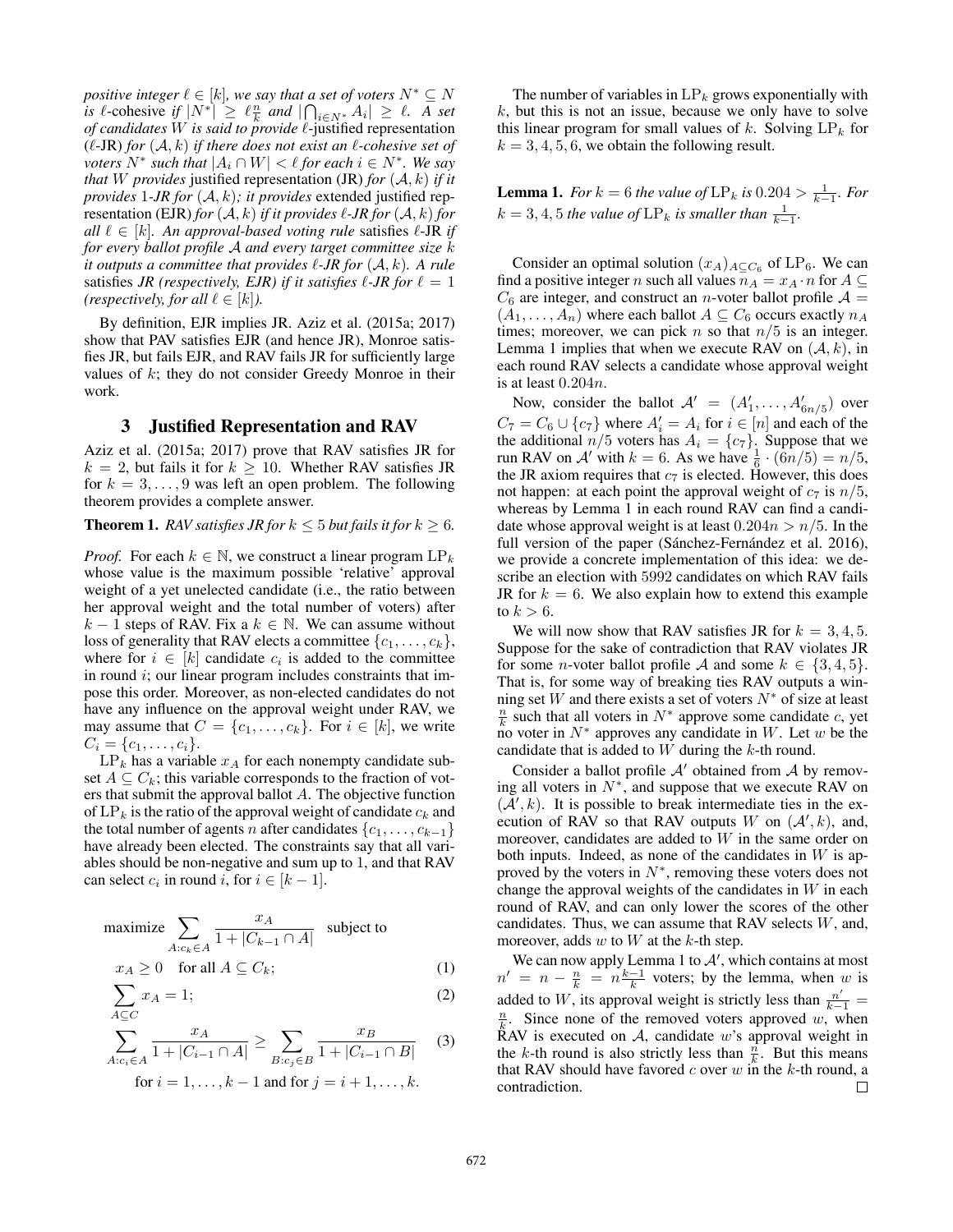*positive integer $\ell \in [k]$, we say that a set of voters $N^* \subseteq N$ is $\ell$-cohesive if $|N^*| \geq \ell\frac{n}{k}$ and $|\bigcap_{i \in N^*} A_i| \geq \ell$. A set of candidates $W$ is said to provide $\ell$-*justified representation *($\ell$-JR) for $(\mathcal{A}, k)$ if there does not exist an $\ell$-cohesive set of voters $N^*$ such that $|A_i \cap W| < \ell$ for each $i \in N^*$. We say that $W$ provides* justified representation (JR) *for $(\mathcal{A}, k)$ if it provides 1-JR for $(\mathcal{A}, k)$; it provides* extended justified representation (EJR) *for $(\mathcal{A}, k)$ if it provides $\ell$-JR for $(\mathcal{A}, k)$ for all $\ell \in [k]$. An approval-based voting rule* satisfies *$\ell$-JR if for every ballot profile $\mathcal{A}$ and every target committee size $k$ it outputs a committee that provides $\ell$-JR for $(\mathcal{A}, k)$. A rule* satisfies *JR (respectively, EJR) if it satisfies $\ell$-JR for $\ell = 1$ (respectively, for all $\ell \in [k]$).*

By definition, EJR implies JR. Aziz et al. (2015a; 2017) show that PAV satisfies EJR (and hence JR), Monroe satisfies JR, but fails EJR, and RAV fails JR for sufficiently large values of $k$; they do not consider Greedy Monroe in their work.

## 3 Justified Representation and RAV

Aziz et al. (2015a; 2017) prove that RAV satisfies JR for $k = 2$, but fails it for $k \geq 10$. Whether RAV satisfies JR for $k = 3, \dots, 9$ was left an open problem. The following theorem provides a complete answer.

**Theorem 1.** *RAV satisfies JR for $k \leq 5$ but fails it for $k \geq 6$.*

*Proof.* For each $k \in \mathbb{N}$, we construct a linear program $\mathrm{LP}_k$ whose value is the maximum possible 'relative' approval weight of a yet unelected candidate (i.e., the ratio between her approval weight and the total number of voters) after $k - 1$ steps of RAV. Fix a $k \in \mathbb{N}$. We can assume without loss of generality that RAV elects a committee $\{c_1, \dots, c_k\}$, where for $i \in [k]$ candidate $c_i$ is added to the committee in round $i$; our linear program includes constraints that impose this order. Moreover, as non-elected candidates do not have any influence on the approval weight under RAV, we may assume that $C = \{c_1, \dots, c_k\}$. For $i \in [k]$, we write $C_i = \{c_1, \dots, c_i\}$.

$\mathrm{LP}_k$ has a variable $x_A$ for each nonempty candidate subset $A \subseteq C_k$; this variable corresponds to the fraction of voters that submit the approval ballot $A$. The objective function of $\mathrm{LP}_k$ is the ratio of the approval weight of candidate $c_k$ and the total number of agents $n$ after candidates $\{c_1, \dots, c_{k-1}\}$ have already been elected. The constraints say that all variables should be non-negative and sum up to 1, and that RAV can select $c_i$ in round $i$, for $i \in [k-1]$.

$$\text{maximize} \sum_{A: c_k \in A} \frac{x_A}{1 + |C_{k-1} \cap A|} \quad \text{subject to}$$

$$x_A \geq 0 \quad \text{for all } A \subseteq C_k; \tag{1}$$

$$\sum_{A \subseteq C} x_A = 1; \tag{2}$$

$$\sum_{A: c_i \in A} \frac{x_A}{1 + |C_{i-1} \cap A|} \geq \sum_{B: c_j \in B} \frac{x_B}{1 + |C_{i-1} \cap B|} \tag{3}$$

$$\text{for } i = 1, \dots, k-1 \text{ and for } j = i+1, \dots, k.$$

The number of variables in $\mathrm{LP}_k$ grows exponentially with $k$, but this is not an issue, because we only have to solve this linear program for small values of $k$. Solving $\mathrm{LP}_k$ for $k = 3, 4, 5, 6$, we obtain the following result.

**Lemma 1.** *For $k = 6$ the value of $\mathrm{LP}_k$ is $0.204 > \frac{1}{k-1}$. For $k = 3, 4, 5$ the value of $\mathrm{LP}_k$ is smaller than $\frac{1}{k-1}$.*

Consider an optimal solution $(x_A)_{A \subseteq C_6}$ of $\mathrm{LP}_6$. We can find a positive integer $n$ such all values $n_A = x_A \cdot n$ for $A \subseteq C_6$ are integer, and construct an $n$-voter ballot profile $\mathcal{A} = (A_1, \dots, A_n)$ where each ballot $A \subseteq C_6$ occurs exactly $n_A$ times; moreover, we can pick $n$ so that $n/5$ is an integer. Lemma 1 implies that when we execute RAV on $(\mathcal{A}, k)$, in each round RAV selects a candidate whose approval weight is at least $0.204n$.

Now, consider the ballot $\mathcal{A}' = (A'_1, \dots, A'_{6n/5})$ over $C_7 = C_6 \cup \{c_7\}$ where $A'_i = A_i$ for $i \in [n]$ and each of the the additional $n/5$ voters has $A_i = \{c_7\}$. Suppose that we run RAV on $\mathcal{A}'$ with $k = 6$. As we have $\frac{1}{6} \cdot (6n/5) = n/5$, the JR axiom requires that $c_7$ is elected. However, this does not happen: at each point the approval weight of $c_7$ is $n/5$, whereas by Lemma 1 in each round RAV can find a candidate whose approval weight is at least $0.204n > n/5$. In the full version of the paper (Sánchez-Fernández et al. 2016), we provide a concrete implementation of this idea: we describe an election with 5992 candidates on which RAV fails JR for $k = 6$. We also explain how to extend this example to $k > 6$.

We will now show that RAV satisfies JR for $k = 3, 4, 5$. Suppose for the sake of contradiction that RAV violates JR for some $n$-voter ballot profile $\mathcal{A}$ and some $k \in \{3, 4, 5\}$. That is, for some way of breaking ties RAV outputs a winning set $W$ and there exists a set of voters $N^*$ of size at least $\frac{n}{k}$ such that all voters in $N^*$ approve some candidate $c$, yet no voter in $N^*$ approves any candidate in $W$. Let $w$ be the candidate that is added to $W$ during the $k$-th round.

Consider a ballot profile $\mathcal{A}'$ obtained from $\mathcal{A}$ by removing all voters in $N^*$, and suppose that we execute RAV on $(\mathcal{A}', k)$. It is possible to break intermediate ties in the execution of RAV so that RAV outputs $W$ on $(\mathcal{A}', k)$, and, moreover, candidates are added to $W$ in the same order on both inputs. Indeed, as none of the candidates in $W$ is approved by the voters in $N^*$, removing these voters does not change the approval weights of the candidates in $W$ in each round of RAV, and can only lower the scores of the other candidates. Thus, we can assume that RAV selects $W$, and, moreover, adds $w$ to $W$ at the $k$-th step.

We can now apply Lemma 1 to $\mathcal{A}'$, which contains at most $n' = n - \frac{n}{k} = n\frac{k-1}{k}$ voters; by the lemma, when $w$ is added to $W$, its approval weight is strictly less than $\frac{n'}{k-1} = \frac{n}{k}$. Since none of the removed voters approved $w$, when RAV is executed on $\mathcal{A}$, candidate $w$'s approval weight in the $k$-th round is also strictly less than $\frac{n}{k}$. But this means that RAV should have favored $c$ over $w$ in the $k$-th round, a contradiction. □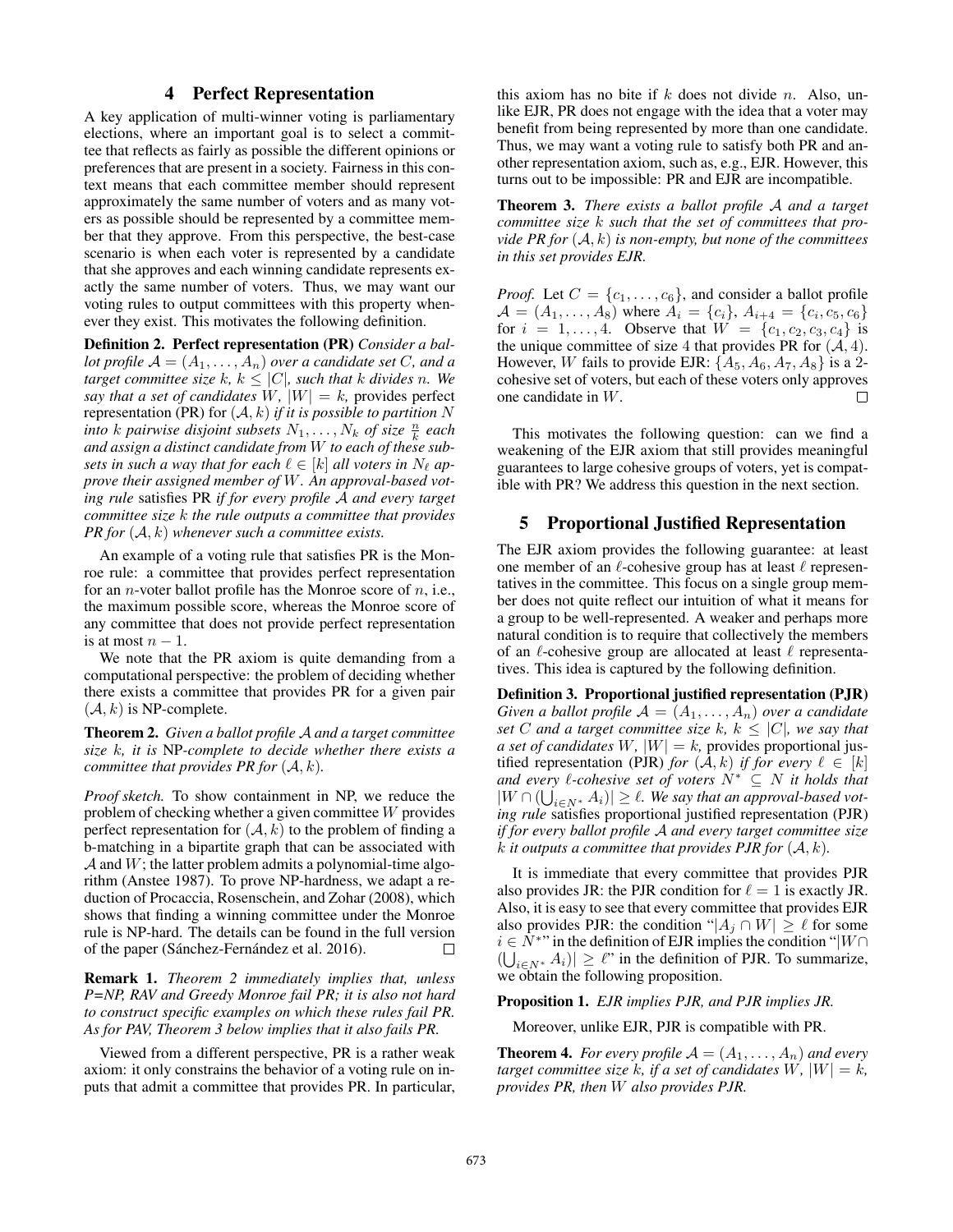## 4 Perfect Representation

A key application of multi-winner voting is parliamentary elections, where an important goal is to select a committee that reflects as fairly as possible the different opinions or preferences that are present in a society. Fairness in this context means that each committee member should represent approximately the same number of voters and as many voters as possible should be represented by a committee member that they approve. From this perspective, the best-case scenario is when each voter is represented by a candidate that she approves and each winning candidate represents exactly the same number of voters. Thus, we may want our voting rules to output committees with this property whenever they exist. This motivates the following definition.

**Definition 2. Perfect representation (PR)** *Consider a ballot profile $\mathcal{A} = (A_1, \ldots, A_n)$ over a candidate set $C$, and a target committee size $k$, $k \leq |C|$, such that $k$ divides $n$. We say that a set of candidates $W$, $|W| = k$,* provides perfect representation (PR) *for $(\mathcal{A}, k)$ if it is possible to partition $N$ into $k$ pairwise disjoint subsets $N_1, \ldots, N_k$ of size $\frac{n}{k}$ each and assign a distinct candidate from $W$ to each of these subsets in such a way that for each $\ell \in [k]$ all voters in $N_\ell$ approve their assigned member of $W$. An approval-based voting rule* satisfies PR *if for every profile $\mathcal{A}$ and every target committee size $k$ the rule outputs a committee that provides PR for $(\mathcal{A}, k)$ whenever such a committee exists.*

An example of a voting rule that satisfies PR is the Monroe rule: a committee that provides perfect representation for an $n$-voter ballot profile has the Monroe score of $n$, i.e., the maximum possible score, whereas the Monroe score of any committee that does not provide perfect representation is at most $n - 1$.

We note that the PR axiom is quite demanding from a computational perspective: the problem of deciding whether there exists a committee that provides PR for a given pair $(\mathcal{A}, k)$ is NP-complete.

**Theorem 2.** *Given a ballot profile $\mathcal{A}$ and a target committee size $k$, it is* NP*-complete to decide whether there exists a committee that provides PR for $(\mathcal{A}, k)$.*

*Proof sketch.* To show containment in NP, we reduce the problem of checking whether a given committee $W$ provides perfect representation for $(\mathcal{A}, k)$ to the problem of finding a b-matching in a bipartite graph that can be associated with $\mathcal{A}$ and $W$; the latter problem admits a polynomial-time algorithm (Anstee 1987). To prove NP-hardness, we adapt a reduction of Procaccia, Rosenschein, and Zohar (2008), which shows that finding a winning committee under the Monroe rule is NP-hard. The details can be found in the full version of the paper (Sánchez-Fernández et al. 2016). □

**Remark 1.** *Theorem 2 immediately implies that, unless P=NP, RAV and Greedy Monroe fail PR; it is also not hard to construct specific examples on which these rules fail PR. As for PAV, Theorem 3 below implies that it also fails PR.*

Viewed from a different perspective, PR is a rather weak axiom: it only constrains the behavior of a voting rule on inputs that admit a committee that provides PR. In particular, this axiom has no bite if $k$ does not divide $n$. Also, unlike EJR, PR does not engage with the idea that a voter may benefit from being represented by more than one candidate. Thus, we may want a voting rule to satisfy both PR and another representation axiom, such as, e.g., EJR. However, this turns out to be impossible: PR and EJR are incompatible.

**Theorem 3.** *There exists a ballot profile $\mathcal{A}$ and a target committee size $k$ such that the set of committees that provide PR for $(\mathcal{A}, k)$ is non-empty, but none of the committees in this set provides EJR.*

*Proof.* Let $C = \{c_1, \ldots, c_6\}$, and consider a ballot profile $\mathcal{A} = (A_1, \ldots, A_8)$ where $A_i = \{c_i\}$, $A_{i+4} = \{c_i, c_5, c_6\}$ for $i = 1, \ldots, 4$. Observe that $W = \{c_1, c_2, c_3, c_4\}$ is the unique committee of size 4 that provides PR for $(\mathcal{A}, 4)$. However, $W$ fails to provide EJR: $\{A_5, A_6, A_7, A_8\}$ is a 2-cohesive set of voters, but each of these voters only approves one candidate in $W$. □

This motivates the following question: can we find a weakening of the EJR axiom that still provides meaningful guarantees to large cohesive groups of voters, yet is compatible with PR? We address this question in the next section.

## 5 Proportional Justified Representation

The EJR axiom provides the following guarantee: at least one member of an $\ell$-cohesive group has at least $\ell$ representatives in the committee. This focus on a single group member does not quite reflect our intuition of what it means for a group to be well-represented. A weaker and perhaps more natural condition is to require that collectively the members of an $\ell$-cohesive group are allocated at least $\ell$ representatives. This idea is captured by the following definition.

**Definition 3. Proportional justified representation (PJR)** *Given a ballot profile $\mathcal{A} = (A_1, \ldots, A_n)$ over a candidate set $C$ and a target committee size $k$, $k \leq |C|$, we say that a set of candidates $W$, $|W| = k$,* provides proportional justified representation (PJR) *for $(\mathcal{A}, k)$ if for every $\ell \in [k]$ and every $\ell$-cohesive set of voters $N^* \subseteq N$ it holds that $|W \cap (\bigcup_{i \in N^*} A_i)| \geq \ell$. We say that an approval-based voting rule* satisfies proportional justified representation (PJR) *if for every ballot profile $\mathcal{A}$ and every target committee size $k$ it outputs a committee that provides PJR for $(\mathcal{A}, k)$.*

It is immediate that every committee that provides PJR also provides JR: the PJR condition for $\ell = 1$ is exactly JR. Also, it is easy to see that every committee that provides EJR also provides PJR: the condition "$|A_j \cap W| \geq \ell$ for some $i \in N^*$" in the definition of EJR implies the condition "$|W \cap (\bigcup_{i \in N^*} A_i)| \geq \ell$" in the definition of PJR. To summarize, we obtain the following proposition.

**Proposition 1.** *EJR implies PJR, and PJR implies JR.*

Moreover, unlike EJR, PJR is compatible with PR.

**Theorem 4.** *For every profile $\mathcal{A} = (A_1, \ldots, A_n)$ and every target committee size $k$, if a set of candidates $W$, $|W| = k$, provides PR, then $W$ also provides PJR.*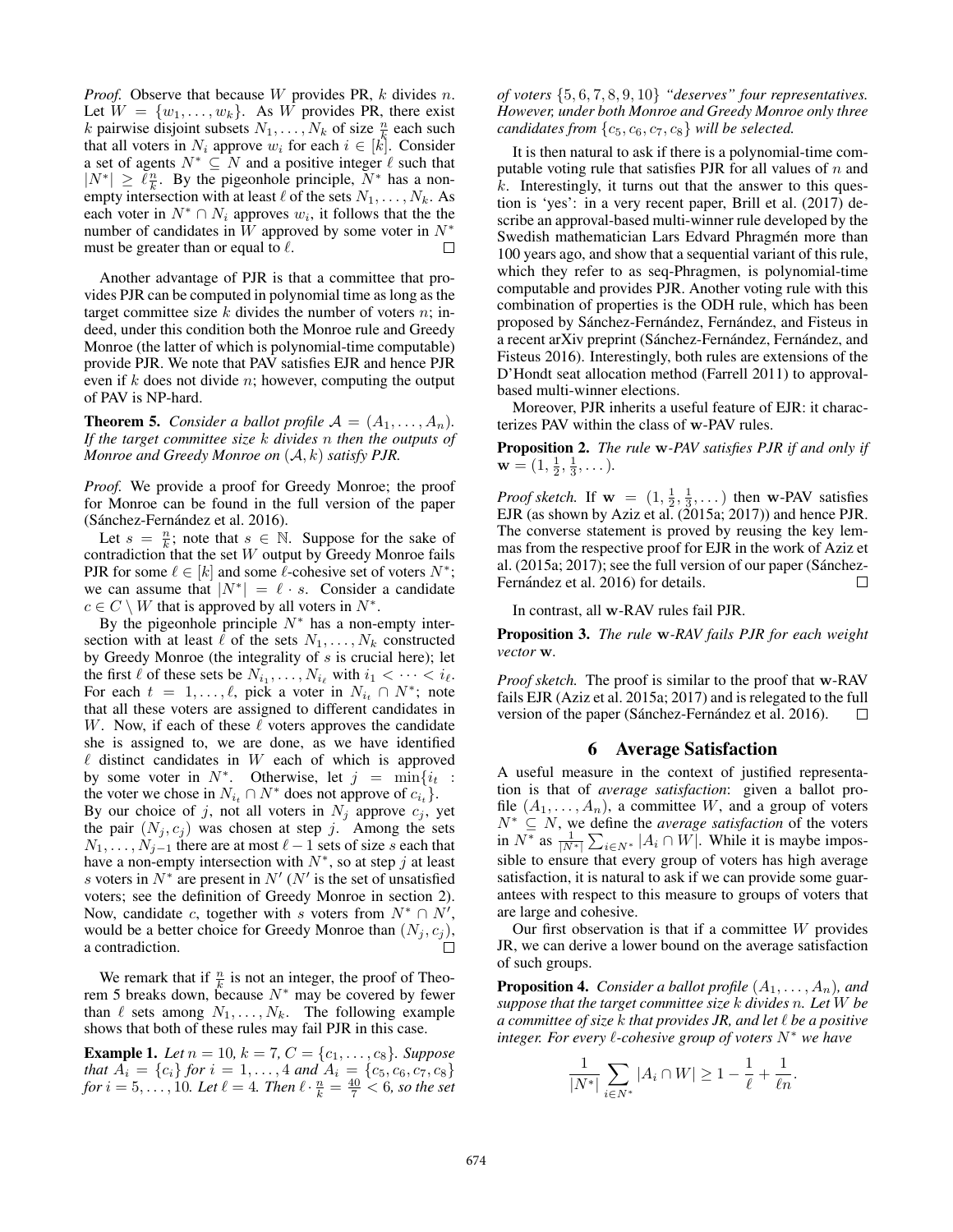*Proof.* Observe that because $W$ provides PR, $k$ divides $n$. Let $W = \{w_1, \dots, w_k\}$. As $W$ provides PR, there exist $k$ pairwise disjoint subsets $N_1, \dots, N_k$ of size $\frac{n}{k}$ each such that all voters in $N_i$ approve $w_i$ for each $i \in [k]$. Consider a set of agents $N^* \subseteq N$ and a positive integer $\ell$ such that $|N^*| \geq \ell \frac{n}{k}$. By the pigeonhole principle, $N^*$ has a non-empty intersection with at least $\ell$ of the sets $N_1, \dots, N_k$. As each voter in $N^* \cap N_i$ approves $w_i$, it follows that the the number of candidates in $W$ approved by some voter in $N^*$ must be greater than or equal to $\ell$. □

Another advantage of PJR is that a committee that provides PJR can be computed in polynomial time as long as the target committee size $k$ divides the number of voters $n$; indeed, under this condition both the Monroe rule and Greedy Monroe (the latter of which is polynomial-time computable) provide PJR. We note that PAV satisfies EJR and hence PJR even if $k$ does not divide $n$; however, computing the output of PAV is NP-hard.

**Theorem 5.** *Consider a ballot profile $\mathcal{A} = (A_1, \dots, A_n)$. If the target committee size $k$ divides $n$ then the outputs of Monroe and Greedy Monroe on $(\mathcal{A}, k)$ satisfy PJR.*

*Proof.* We provide a proof for Greedy Monroe; the proof for Monroe can be found in the full version of the paper (Sánchez-Fernández et al. 2016).

Let $s = \frac{n}{k}$; note that $s \in \mathbb{N}$. Suppose for the sake of contradiction that the set $W$ output by Greedy Monroe fails PJR for some $\ell \in [k]$ and some $\ell$-cohesive set of voters $N^*$; we can assume that $|N^*| = \ell \cdot s$. Consider a candidate $c \in C \setminus W$ that is approved by all voters in $N^*$.

By the pigeonhole principle $N^*$ has a non-empty intersection with at least $\ell$ of the sets $N_1, \dots, N_k$ constructed by Greedy Monroe (the integrality of $s$ is crucial here); let the first $\ell$ of these sets be $N_{i_1}, \dots, N_{i_\ell}$ with $i_1 < \dots < i_\ell$. For each $t = 1, \dots, \ell$, pick a voter in $N_{i_t} \cap N^*$; note that all these voters are assigned to different candidates in $W$. Now, if each of these $\ell$ voters approves the candidate she is assigned to, we are done, as we have identified $\ell$ distinct candidates in $W$ each of which is approved by some voter in $N^*$. Otherwise, let $j = \min\{i_t :$ the voter we chose in $N_{i_t} \cap N^*$ does not approve of $c_{i_t}\}$. By our choice of $j$, not all voters in $N_j$ approve $c_j$, yet the pair $(N_j, c_j)$ was chosen at step $j$. Among the sets $N_1, \dots, N_{j-1}$ there are at most $\ell - 1$ sets of size $s$ each that have a non-empty intersection with $N^*$, so at step $j$ at least $s$ voters in $N^*$ are present in $N'$ ($N'$ is the set of unsatisfied voters; see the definition of Greedy Monroe in section 2). Now, candidate $c$, together with $s$ voters from $N^* \cap N'$, would be a better choice for Greedy Monroe than $(N_j, c_j)$, a contradiction. □

We remark that if $\frac{n}{k}$ is not an integer, the proof of Theorem 5 breaks down, because $N^*$ may be covered by fewer than $\ell$ sets among $N_1, \dots, N_k$. The following example shows that both of these rules may fail PJR in this case.

**Example 1.** *Let $n = 10$, $k = 7$, $C = \{c_1, \dots, c_8\}$. Suppose that $A_i = \{c_i\}$ for $i = 1, \dots, 4$ and $A_i = \{c_5, c_6, c_7, c_8\}$ for $i = 5, \dots, 10$. Let $\ell = 4$. Then $\ell \cdot \frac{n}{k} = \frac{40}{7} < 6$, so the set of voters $\{5, 6, 7, 8, 9, 10\}$ "deserves" four representatives. However, under both Monroe and Greedy Monroe only three candidates from $\{c_5, c_6, c_7, c_8\}$ will be selected.*

It is then natural to ask if there is a polynomial-time computable voting rule that satisfies PJR for all values of $n$ and $k$. Interestingly, it turns out that the answer to this question is 'yes': in a very recent paper, Brill et al. (2017) describe an approval-based multi-winner rule developed by the Swedish mathematician Lars Edvard Phragmén more than 100 years ago, and show that a sequential variant of this rule, which they refer to as seq-Phragmen, is polynomial-time computable and provides PJR. Another voting rule with this combination of properties is the ODH rule, which has been proposed by Sánchez-Fernández, Fernández, and Fisteus in a recent arXiv preprint (Sánchez-Fernández, Fernández, and Fisteus 2016). Interestingly, both rules are extensions of the D'Hondt seat allocation method (Farrell 2011) to approval-based multi-winner elections.

Moreover, PJR inherits a useful feature of EJR: it characterizes PAV within the class of $\mathbf{w}$-PAV rules.

**Proposition 2.** *The rule $\mathbf{w}$-PAV satisfies PJR if and only if $\mathbf{w} = (1, \frac{1}{2}, \frac{1}{3}, \dots)$.*

*Proof sketch.* If $\mathbf{w} = (1, \frac{1}{2}, \frac{1}{3}, \dots)$ then $\mathbf{w}$-PAV satisfies EJR (as shown by Aziz et al. (2015a; 2017)) and hence PJR. The converse statement is proved by reusing the key lemmas from the respective proof for EJR in the work of Aziz et al. (2015a; 2017); see the full version of our paper (Sánchez-Fernández et al. 2016) for details. □

In contrast, all $\mathbf{w}$-RAV rules fail PJR.

**Proposition 3.** *The rule $\mathbf{w}$-RAV fails PJR for each weight vector $\mathbf{w}$.*

*Proof sketch.* The proof is similar to the proof that $\mathbf{w}$-RAV fails EJR (Aziz et al. 2015a; 2017) and is relegated to the full version of the paper (Sánchez-Fernández et al. 2016). □

## 6 Average Satisfaction

A useful measure in the context of justified representation is that of *average satisfaction*: given a ballot profile $(A_1, \dots, A_n)$, a committee $W$, and a group of voters $N^* \subseteq N$, we define the *average satisfaction* of the voters in $N^*$ as $\frac{1}{|N^*|} \sum_{i \in N^*} |A_i \cap W|$. While it is maybe impossible to ensure that every group of voters has high average satisfaction, it is natural to ask if we can provide some guarantees with respect to this measure to groups of voters that are large and cohesive.

Our first observation is that if a committee $W$ provides JR, we can derive a lower bound on the average satisfaction of such groups.

**Proposition 4.** *Consider a ballot profile $(A_1, \dots, A_n)$, and suppose that the target committee size $k$ divides $n$. Let $W$ be a committee of size $k$ that provides JR, and let $\ell$ be a positive integer. For every $\ell$-cohesive group of voters $N^*$ we have*

$$\frac{1}{|N^*|} \sum_{i \in N^*} |A_i \cap W| \geq 1 - \frac{1}{\ell} + \frac{1}{\ell n}.$$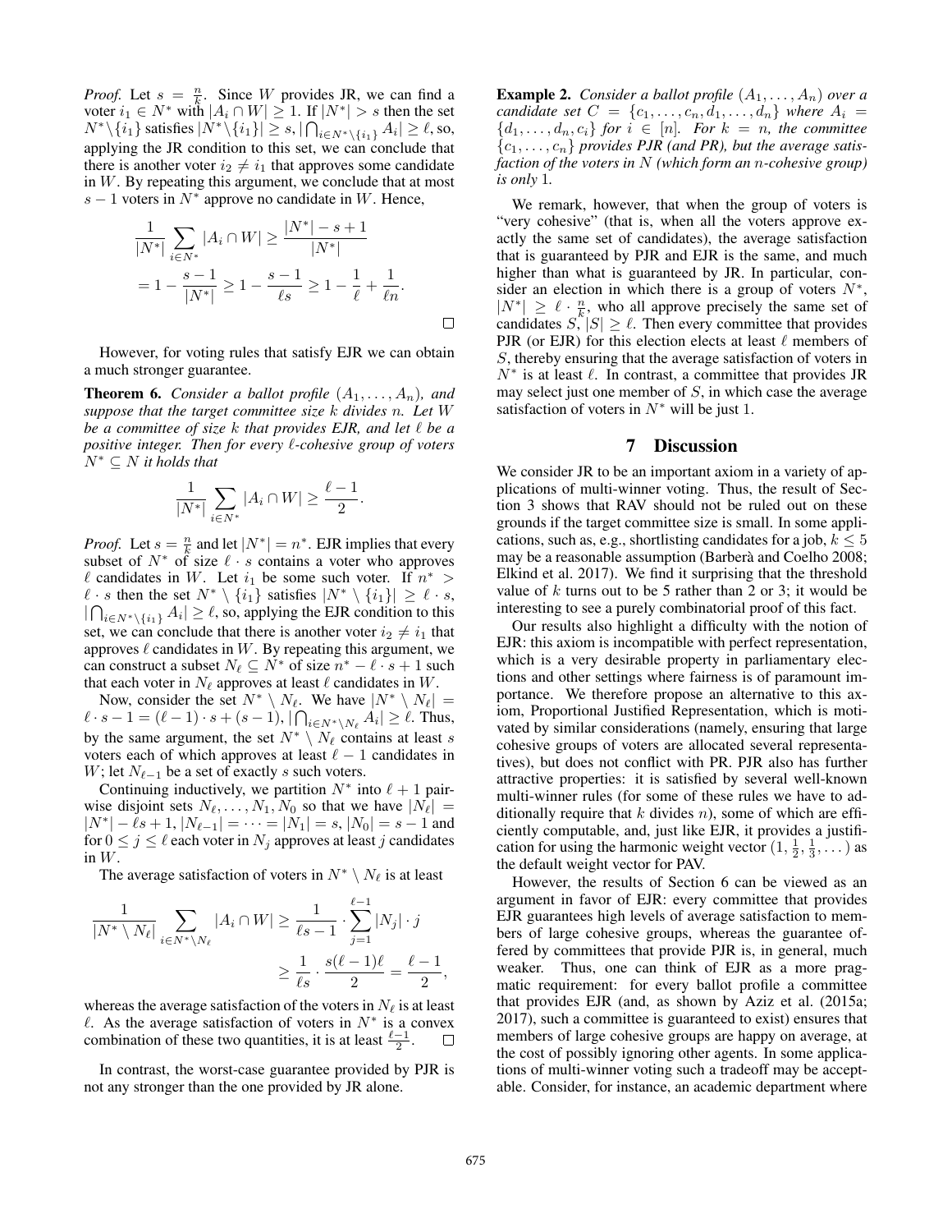*Proof.* Let $s = \frac{n}{k}$. Since $W$ provides JR, we can find a voter $i_1 \in N^*$ with $|A_i \cap W| \geq 1$. If $|N^*| > s$ then the set $N^* \setminus \{i_1\}$ satisfies $|N^* \setminus \{i_1\}| \geq s$, $|\bigcap_{i \in N^* \setminus \{i_1\}} A_i| \geq \ell$, so, applying the JR condition to this set, we can conclude that there is another voter $i_2 \neq i_1$ that approves some candidate in $W$. By repeating this argument, we conclude that at most $s - 1$ voters in $N^*$ approve no candidate in $W$. Hence,

$$\frac{1}{|N^*|} \sum_{i \in N^*} |A_i \cap W| \geq \frac{|N^*| - s + 1}{|N^*|}$$
$$= 1 - \frac{s-1}{|N^*|} \geq 1 - \frac{s-1}{\ell s} \geq 1 - \frac{1}{\ell} + \frac{1}{\ell n}.$$

□

However, for voting rules that satisfy EJR we can obtain a much stronger guarantee.

**Theorem 6.** *Consider a ballot profile $(A_1, \ldots, A_n)$, and suppose that the target committee size $k$ divides $n$. Let $W$ be a committee of size $k$ that provides EJR, and let $\ell$ be a positive integer. Then for every $\ell$-cohesive group of voters $N^* \subseteq N$ it holds that*

$$\frac{1}{|N^*|} \sum_{i \in N^*} |A_i \cap W| \geq \frac{\ell - 1}{2}.$$

*Proof.* Let $s = \frac{n}{k}$ and let $|N^*| = n^*$. EJR implies that every subset of $N^*$ of size $\ell \cdot s$ contains a voter who approves $\ell$ candidates in $W$. Let $i_1$ be some such voter. If $n^* > \ell \cdot s$ then the set $N^* \setminus \{i_1\}$ satisfies $|N^* \setminus \{i_1\}| \geq \ell \cdot s$, $|\bigcap_{i \in N^* \setminus \{i_1\}} A_i| \geq \ell$, so, applying the EJR condition to this set, we can conclude that there is another voter $i_2 \neq i_1$ that approves $\ell$ candidates in $W$. By repeating this argument, we can construct a subset $N_\ell \subseteq N^*$ of size $n^* - \ell \cdot s + 1$ such that each voter in $N_\ell$ approves at least $\ell$ candidates in $W$.

Now, consider the set $N^* \setminus N_\ell$. We have $|N^* \setminus N_\ell| = \ell \cdot s - 1 = (\ell - 1) \cdot s + (s - 1)$, $|\bigcap_{i \in N^* \setminus N_\ell} A_i| \geq \ell$. Thus, by the same argument, the set $N^* \setminus N_\ell$ contains at least $s$ voters each of which approves at least $\ell - 1$ candidates in $W$; let $N_{\ell-1}$ be a set of exactly $s$ such voters.

Continuing inductively, we partition $N^*$ into $\ell + 1$ pairwise disjoint sets $N_\ell, \ldots, N_1, N_0$ so that we have $|N_\ell| = |N^*| - \ell s + 1$, $|N_{\ell-1}| = \cdots = |N_1| = s$, $|N_0| = s - 1$ and for $0 \leq j \leq \ell$ each voter in $N_j$ approves at least $j$ candidates in $W$.

The average satisfaction of voters in $N^* \setminus N_\ell$ is at least

$$\frac{1}{|N^* \setminus N_\ell|} \sum_{i \in N^* \setminus N_\ell} |A_i \cap W| \geq \frac{1}{\ell s - 1} \cdot \sum_{j=1}^{\ell-1} |N_j| \cdot j$$
$$\geq \frac{1}{\ell s} \cdot \frac{s(\ell-1)\ell}{2} = \frac{\ell - 1}{2},$$

whereas the average satisfaction of the voters in $N_\ell$ is at least $\ell$. As the average satisfaction of voters in $N^*$ is a convex combination of these two quantities, it is at least $\frac{\ell-1}{2}$. □

In contrast, the worst-case guarantee provided by PJR is not any stronger than the one provided by JR alone.

**Example 2.** *Consider a ballot profile $(A_1, \ldots, A_n)$ over a candidate set $C = \{c_1, \ldots, c_n, d_1, \ldots, d_n\}$ where $A_i = \{d_1, \ldots, d_n, c_i\}$ for $i \in [n]$. For $k = n$, the committee $\{c_1, \ldots, c_n\}$ provides PJR (and PR), but the average satisfaction of the voters in $N$ (which form an $n$-cohesive group) is only 1.*

We remark, however, that when the group of voters is "very cohesive" (that is, when all the voters approve exactly the same set of candidates), the average satisfaction that is guaranteed by PJR and EJR is the same, and much higher than what is guaranteed by JR. In particular, consider an election in which there is a group of voters $N^*$, $|N^*| \geq \ell \cdot \frac{n}{k}$, who all approve precisely the same set of candidates $S$, $|S| \geq \ell$. Then every committee that provides PJR (or EJR) for this election elects at least $\ell$ members of $S$, thereby ensuring that the average satisfaction of voters in $N^*$ is at least $\ell$. In contrast, a committee that provides JR may select just one member of $S$, in which case the average satisfaction of voters in $N^*$ will be just 1.

## 7 Discussion

We consider JR to be an important axiom in a variety of applications of multi-winner voting. Thus, the result of Section 3 shows that RAV should not be ruled out on these grounds if the target committee size is small. In some applications, such as, e.g., shortlisting candidates for a job, $k \leq 5$ may be a reasonable assumption (Barberà and Coelho 2008; Elkind et al. 2017). We find it surprising that the threshold value of $k$ turns out to be 5 rather than 2 or 3; it would be interesting to see a purely combinatorial proof of this fact.

Our results also highlight a difficulty with the notion of EJR: this axiom is incompatible with perfect representation, which is a very desirable property in parliamentary elections and other settings where fairness is of paramount importance. We therefore propose an alternative to this axiom, Proportional Justified Representation, which is motivated by similar considerations (namely, ensuring that large cohesive groups of voters are allocated several representatives), but does not conflict with PR. PJR also has further attractive properties: it is satisfied by several well-known multi-winner rules (for some of these rules we have to additionally require that $k$ divides $n$), some of which are efficiently computable, and, just like EJR, it provides a justification for using the harmonic weight vector $(1, \frac{1}{2}, \frac{1}{3}, \ldots)$ as the default weight vector for PAV.

However, the results of Section 6 can be viewed as an argument in favor of EJR: every committee that provides EJR guarantees high levels of average satisfaction to members of large cohesive groups, whereas the guarantee offered by committees that provide PJR is, in general, much weaker. Thus, one can think of EJR as a more pragmatic requirement: for every ballot profile a committee that provides EJR (and, as shown by Aziz et al. (2015a; 2017), such a committee is guaranteed to exist) ensures that members of large cohesive groups are happy on average, at the cost of possibly ignoring other agents. In some applications of multi-winner voting such a tradeoff may be acceptable. Consider, for instance, an academic department where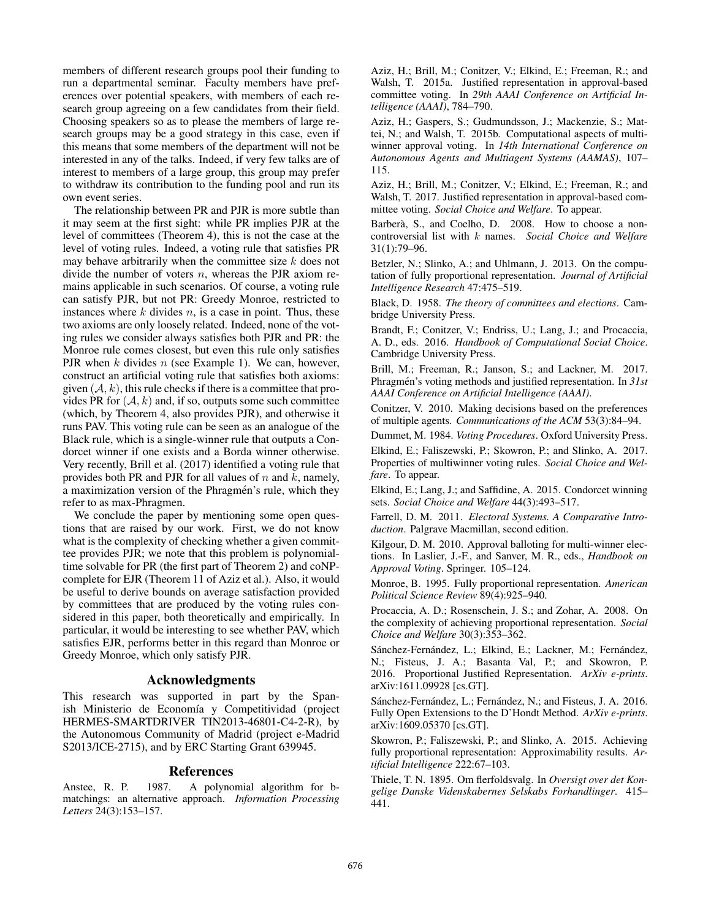members of different research groups pool their funding to run a departmental seminar. Faculty members have preferences over potential speakers, with members of each research group agreeing on a few candidates from their field. Choosing speakers so as to please the members of large research groups may be a good strategy in this case, even if this means that some members of the department will not be interested in any of the talks. Indeed, if very few talks are of interest to members of a large group, this group may prefer to withdraw its contribution to the funding pool and run its own event series.

The relationship between PR and PJR is more subtle than it may seem at the first sight: while PR implies PJR at the level of committees (Theorem 4), this is not the case at the level of voting rules. Indeed, a voting rule that satisfies PR may behave arbitrarily when the committee size $k$ does not divide the number of voters $n$, whereas the PJR axiom remains applicable in such scenarios. Of course, a voting rule can satisfy PJR, but not PR: Greedy Monroe, restricted to instances where $k$ divides $n$, is a case in point. Thus, these two axioms are only loosely related. Indeed, none of the voting rules we consider always satisfies both PJR and PR: the Monroe rule comes closest, but even this rule only satisfies PJR when $k$ divides $n$ (see Example 1). We can, however, construct an artificial voting rule that satisfies both axioms: given $(\mathcal{A}, k)$, this rule checks if there is a committee that provides PR for $(\mathcal{A}, k)$ and, if so, outputs some such committee (which, by Theorem 4, also provides PJR), and otherwise it runs PAV. This voting rule can be seen as an analogue of the Black rule, which is a single-winner rule that outputs a Condorcet winner if one exists and a Borda winner otherwise. Very recently, Brill et al. (2017) identified a voting rule that provides both PR and PJR for all values of $n$ and $k$, namely, a maximization version of the Phragmén's rule, which they refer to as max-Phragmen.

We conclude the paper by mentioning some open questions that are raised by our work. First, we do not know what is the complexity of checking whether a given committee provides PJR; we note that this problem is polynomial-time solvable for PR (the first part of Theorem 2) and coNP-complete for EJR (Theorem 11 of Aziz et al.). Also, it would be useful to derive bounds on average satisfaction provided by committees that are produced by the voting rules considered in this paper, both theoretically and empirically. In particular, it would be interesting to see whether PAV, which satisfies EJR, performs better in this regard than Monroe or Greedy Monroe, which only satisfy PJR.

## Acknowledgments

This research was supported in part by the Spanish Ministerio de Economía y Competitividad (project HERMES-SMARTDRIVER TIN2013-46801-C4-2-R), by the Autonomous Community of Madrid (project e-Madrid S2013/ICE-2715), and by ERC Starting Grant 639945.

## References

Anstee, R. P. 1987. A polynomial algorithm for b-matchings: an alternative approach. *Information Processing Letters* 24(3):153–157.

Aziz, H.; Brill, M.; Conitzer, V.; Elkind, E.; Freeman, R.; and Walsh, T. 2015a. Justified representation in approval-based committee voting. In *29th AAAI Conference on Artificial Intelligence (AAAI)*, 784–790.

Aziz, H.; Gaspers, S.; Gudmundsson, J.; Mackenzie, S.; Mattei, N.; and Walsh, T. 2015b. Computational aspects of multi-winner approval voting. In *14th International Conference on Autonomous Agents and Multiagent Systems (AAMAS)*, 107–115.

Aziz, H.; Brill, M.; Conitzer, V.; Elkind, E.; Freeman, R.; and Walsh, T. 2017. Justified representation in approval-based committee voting. *Social Choice and Welfare*. To appear.

Barberà, S., and Coelho, D. 2008. How to choose a non-controversial list with $k$ names. *Social Choice and Welfare* 31(1):79–96.

Betzler, N.; Slinko, A.; and Uhlmann, J. 2013. On the computation of fully proportional representation. *Journal of Artificial Intelligence Research* 47:475–519.

Black, D. 1958. *The theory of committees and elections*. Cambridge University Press.

Brandt, F.; Conitzer, V.; Endriss, U.; Lang, J.; and Procaccia, A. D., eds. 2016. *Handbook of Computational Social Choice*. Cambridge University Press.

Brill, M.; Freeman, R.; Janson, S.; and Lackner, M. 2017. Phragmén's voting methods and justified representation. In *31st AAAI Conference on Artificial Intelligence (AAAI)*.

Conitzer, V. 2010. Making decisions based on the preferences of multiple agents. *Communications of the ACM* 53(3):84–94.

Dummet, M. 1984. *Voting Procedures*. Oxford University Press.

Elkind, E.; Faliszewski, P.; Skowron, P.; and Slinko, A. 2017. Properties of multiwinner voting rules. *Social Choice and Welfare*. To appear.

Elkind, E.; Lang, J.; and Saffidine, A. 2015. Condorcet winning sets. *Social Choice and Welfare* 44(3):493–517.

Farrell, D. M. 2011. *Electoral Systems. A Comparative Introduction*. Palgrave Macmillan, second edition.

Kilgour, D. M. 2010. Approval balloting for multi-winner elections. In Laslier, J.-F., and Sanver, M. R., eds., *Handbook on Approval Voting*. Springer. 105–124.

Monroe, B. 1995. Fully proportional representation. *American Political Science Review* 89(4):925–940.

Procaccia, A. D.; Rosenschein, J. S.; and Zohar, A. 2008. On the complexity of achieving proportional representation. *Social Choice and Welfare* 30(3):353–362.

Sánchez-Fernández, L.; Elkind, E.; Lackner, M.; Fernández, N.; Fisteus, J. A.; Basanta Val, P.; and Skowron, P. 2016. Proportional Justified Representation. *ArXiv e-prints*. arXiv:1611.09928 [cs.GT].

Sánchez-Fernández, L.; Fernández, N.; and Fisteus, J. A. 2016. Fully Open Extensions to the D'Hondt Method. *ArXiv e-prints*. arXiv:1609.05370 [cs.GT].

Skowron, P.; Faliszewski, P.; and Slinko, A. 2015. Achieving fully proportional representation: Approximability results. *Artificial Intelligence* 222:67–103.

Thiele, T. N. 1895. Om flerfoldsvalg. In *Oversigt over det Kongelige Danske Videnskabernes Selskabs Forhandlinger*. 415–441.